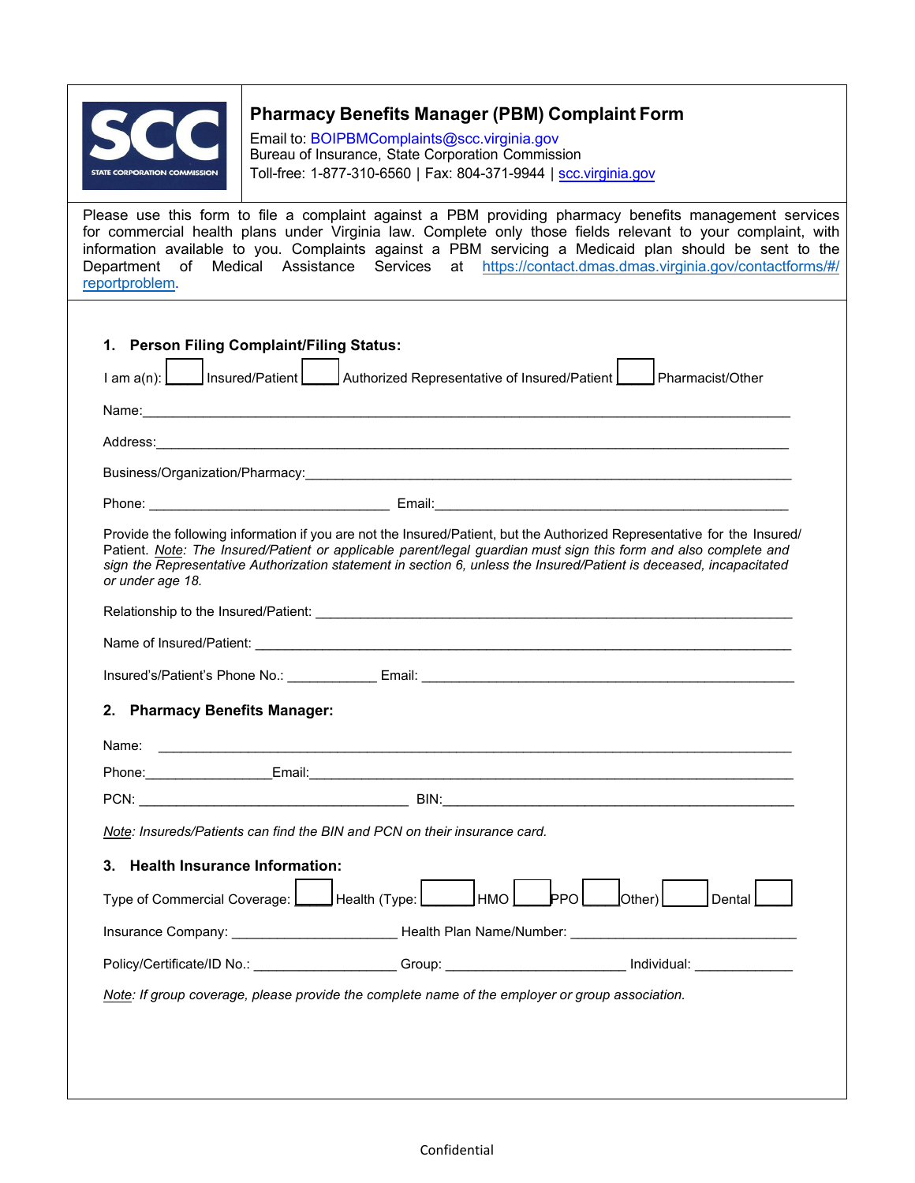# Pharmacy Benefits Manager (PBM) Complaint Form

Email to: BOIPBMComplaints@scc.virginia.gov
Bureau of Insurance, State Corporation Commission
Toll-free: 1-877-310-6560 | Fax: 804-371-9944 | scc.virginia.gov

Please use this form to file a complaint against a PBM providing pharmacy benefits management services for commercial health plans under Virginia law. Complete only those fields relevant to your complaint, with information available to you. Complaints against a PBM servicing a Medicaid plan should be sent to the Department of Medical Assistance Services at https://contact.dmas.dmas.virginia.gov/contactforms/#/reportproblem.

## 1. Person Filing Complaint/Filing Status:

I am a(n): ☐ Insured/Patient ☐ Authorized Representative of Insured/Patient ☐ Pharmacist/Other

Name:\_\_\_\_\_\_\_\_\_\_\_\_\_\_\_\_\_\_\_\_\_\_\_\_\_\_\_\_\_\_\_\_\_\_\_\_\_\_\_\_

Address:\_\_\_\_\_\_\_\_\_\_\_\_\_\_\_\_\_\_\_\_\_\_\_\_\_\_\_\_\_\_\_\_\_\_\_\_\_\_\_\_

Business/Organization/Pharmacy:\_\_\_\_\_\_\_\_\_\_\_\_\_\_\_\_\_\_\_\_\_\_\_\_\_\_\_\_\_\_\_\_

Phone: \_\_\_\_\_\_\_\_\_\_\_\_\_\_\_\_\_\_\_\_ Email:\_\_\_\_\_\_\_\_\_\_\_\_\_\_\_\_\_\_\_\_\_\_\_\_\_\_\_\_

Provide the following information if you are not the Insured/Patient, but the Authorized Representative for the Insured/Patient. Note: *The Insured/Patient or applicable parent/legal guardian must sign this form and also complete and sign the Representative Authorization statement in section 6, unless the Insured/Patient is deceased, incapacitated or under age 18.*

Relationship to the Insured/Patient: \_\_\_\_\_\_\_\_\_\_\_\_\_\_\_\_\_\_\_\_\_\_\_\_\_\_\_\_\_\_\_\_

Name of Insured/Patient: \_\_\_\_\_\_\_\_\_\_\_\_\_\_\_\_\_\_\_\_\_\_\_\_\_\_\_\_\_\_\_\_\_\_\_\_

Insured's/Patient's Phone No.: \_\_\_\_\_\_\_\_\_\_\_\_ Email: \_\_\_\_\_\_\_\_\_\_\_\_\_\_\_\_\_\_\_\_\_\_\_\_\_\_\_\_

## 2. Pharmacy Benefits Manager:

Name: \_\_\_\_\_\_\_\_\_\_\_\_\_\_\_\_\_\_\_\_\_\_\_\_\_\_\_\_\_\_\_\_\_\_\_\_\_\_\_\_

Phone:\_\_\_\_\_\_\_\_\_\_\_\_\_\_\_\_Email:\_\_\_\_\_\_\_\_\_\_\_\_\_\_\_\_\_\_\_\_\_\_\_\_\_\_\_\_\_\_\_\_

PCN: \_\_\_\_\_\_\_\_\_\_\_\_\_\_\_\_\_\_\_\_\_\_\_\_\_\_ BIN:\_\_\_\_\_\_\_\_\_\_\_\_\_\_\_\_\_\_\_\_\_\_\_\_\_\_\_\_

Note: *Insureds/Patients can find the BIN and PCN on their insurance card.*

## 3. Health Insurance Information:

Type of Commercial Coverage: ☐ Health (Type: ☐ HMO ☐ PPO ☐ Other) ☐ Dental ☐

Insurance Company: \_\_\_\_\_\_\_\_\_\_\_\_\_\_\_\_\_\_\_\_ Health Plan Name/Number: \_\_\_\_\_\_\_\_\_\_\_\_\_\_\_\_\_\_\_\_\_\_\_\_

Policy/Certificate/ID No.: \_\_\_\_\_\_\_\_\_\_\_\_\_\_\_\_\_\_ Group: \_\_\_\_\_\_\_\_\_\_\_\_\_\_\_\_\_\_\_\_\_ Individual: \_\_\_\_\_\_\_\_\_\_\_\_

Note: *If group coverage, please provide the complete name of the employer or group association.*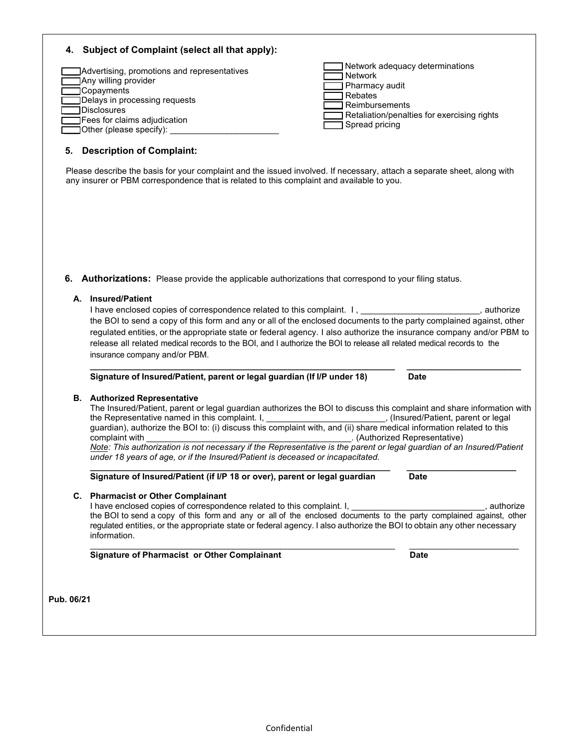### 4. Subject of Complaint (select all that apply):

- ☐ Advertising, promotions and representatives
- ☐ Any willing provider
- ☐ Copayments
- ☐ Delays in processing requests
- ☐ Disclosures
- ☐ Fees for claims adjudication
- ☐ Other (please specify): _______________________
- ☐ Network adequacy determinations
- ☐ Network
- ☐ Pharmacy audit
- ☐ Rebates
- ☐ Reimbursements
- ☐ Retaliation/penalties for exercising rights
- ☐ Spread pricing

### 5. Description of Complaint:

Please describe the basis for your complaint and the issued involved. If necessary, attach a separate sheet, along with any insurer or PBM correspondence that is related to this complaint and available to you.

### 6. Authorizations: 

Please provide the applicable authorizations that correspond to your filing status.

**A. Insured/Patient**

I have enclosed copies of correspondence related to this complaint. I , _________________________, authorize the BOI to send a copy of this form and any or all of the enclosed documents to the party complained against, other regulated entities, or the appropriate state or federal agency. I also authorize the insurance company and/or PBM to release all related medical records to the BOI, and I authorize the BOI to release all related medical records to the insurance company and/or PBM.

_______________________________________________________________ _______________________

**Signature of Insured/Patient, parent or legal guardian (If I/P under 18)** **Date**

**B. Authorized Representative**

The Insured/Patient, parent or legal guardian authorizes the BOI to discuss this complaint and share information with the Representative named in this complaint. I, _________________________, (Insured/Patient, parent or legal guardian), authorize the BOI to: (i) discuss this complaint with, and (ii) share medical information related to this complaint with ____________________________________________. (Authorized Representative)

*Note: This authorization is not necessary if the Representative is the parent or legal guardian of an Insured/Patient under 18 years of age, or if the Insured/Patient is deceased or incapacitated.*

_______________________________________________________________ _______________________

**Signature of Insured/Patient (if I/P 18 or over), parent or legal guardian** **Date**

**C. Pharmacist or Other Complainant**

I have enclosed copies of correspondence related to this complaint. I, ____________________________, authorize the BOI to send a copy of this form and any or all of the enclosed documents to the party complained against, other regulated entities, or the appropriate state or federal agency. I also authorize the BOI to obtain any other necessary information.

_______________________________________________________________ _______________________

**Signature of Pharmacist or Other Complainant** **Date**

**Pub. 06/21**

Confidential